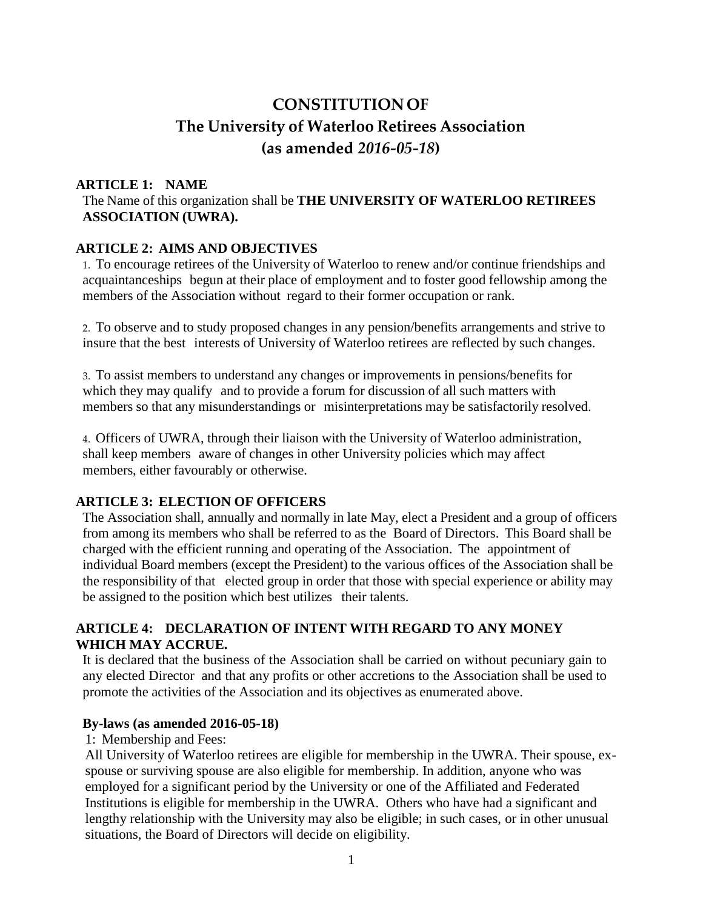# CONSTITUTION OF
# The University of Waterloo Retirees Association
# (as amended *2016-05-18*)

## ARTICLE 1: NAME

The Name of this organization shall be **THE UNIVERSITY OF WATERLOO RETIREES ASSOCIATION (UWRA).**

## ARTICLE 2: AIMS AND OBJECTIVES

1. To encourage retirees of the University of Waterloo to renew and/or continue friendships and acquaintanceships begun at their place of employment and to foster good fellowship among the members of the Association without regard to their former occupation or rank.

2. To observe and to study proposed changes in any pension/benefits arrangements and strive to insure that the best interests of University of Waterloo retirees are reflected by such changes.

3. To assist members to understand any changes or improvements in pensions/benefits for which they may qualify and to provide a forum for discussion of all such matters with members so that any misunderstandings or misinterpretations may be satisfactorily resolved.

4. Officers of UWRA, through their liaison with the University of Waterloo administration, shall keep members aware of changes in other University policies which may affect members, either favourably or otherwise.

## ARTICLE 3: ELECTION OF OFFICERS

The Association shall, annually and normally in late May, elect a President and a group of officers from among its members who shall be referred to as the Board of Directors. This Board shall be charged with the efficient running and operating of the Association. The appointment of individual Board members (except the President) to the various offices of the Association shall be the responsibility of that elected group in order that those with special experience or ability may be assigned to the position which best utilizes their talents.

## ARTICLE 4: DECLARATION OF INTENT WITH REGARD TO ANY MONEY WHICH MAY ACCRUE.

It is declared that the business of the Association shall be carried on without pecuniary gain to any elected Director and that any profits or other accretions to the Association shall be used to promote the activities of the Association and its objectives as enumerated above.

### By-laws (as amended 2016-05-18)

1: Membership and Fees:

All University of Waterloo retirees are eligible for membership in the UWRA. Their spouse, ex-spouse or surviving spouse are also eligible for membership. In addition, anyone who was employed for a significant period by the University or one of the Affiliated and Federated Institutions is eligible for membership in the UWRA. Others who have had a significant and lengthy relationship with the University may also be eligible; in such cases, or in other unusual situations, the Board of Directors will decide on eligibility.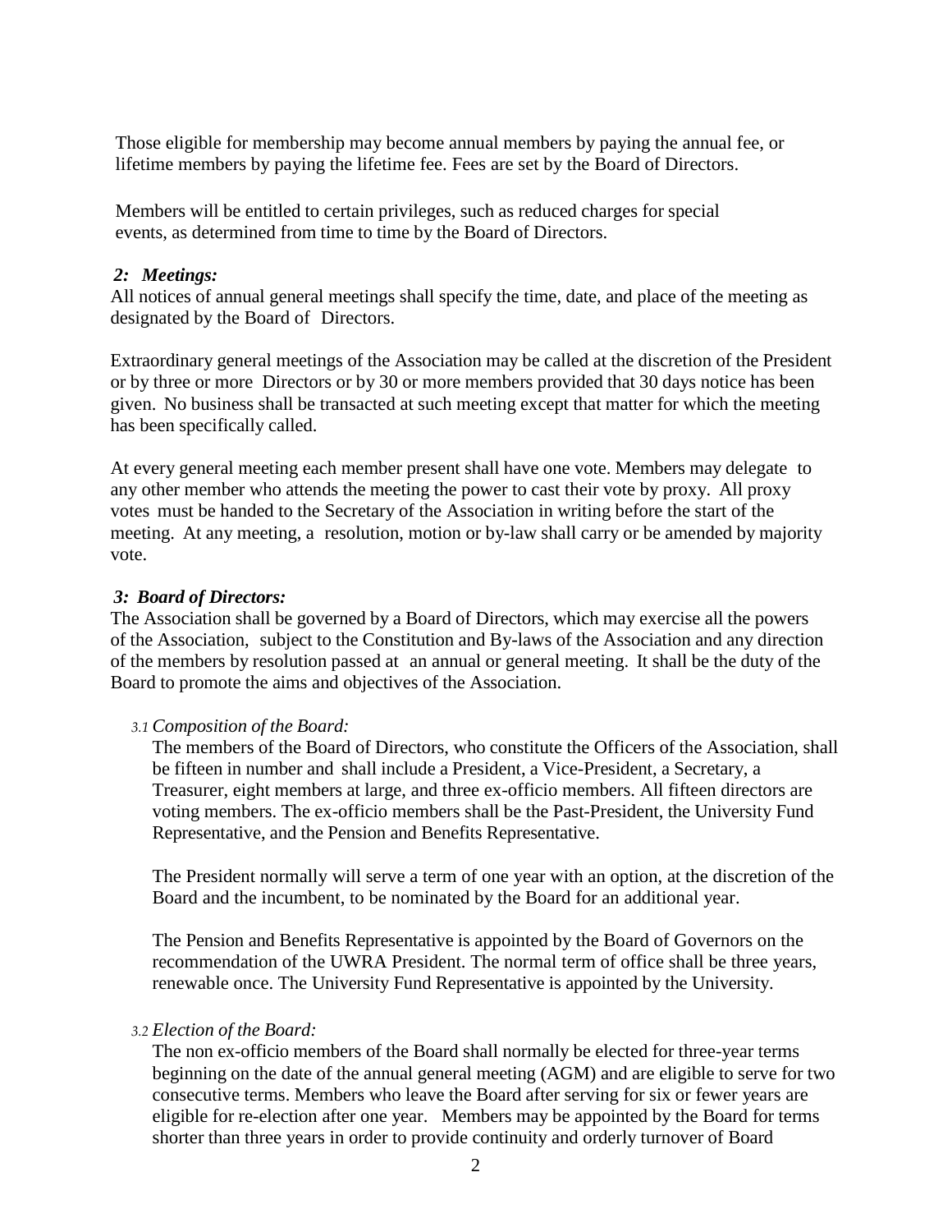Those eligible for membership may become annual members by paying the annual fee, or lifetime members by paying the lifetime fee. Fees are set by the Board of Directors.

Members will be entitled to certain privileges, such as reduced charges for special events, as determined from time to time by the Board of Directors.

### *2: Meetings:*

All notices of annual general meetings shall specify the time, date, and place of the meeting as designated by the Board of Directors.

Extraordinary general meetings of the Association may be called at the discretion of the President or by three or more Directors or by 30 or more members provided that 30 days notice has been given. No business shall be transacted at such meeting except that matter for which the meeting has been specifically called.

At every general meeting each member present shall have one vote. Members may delegate to any other member who attends the meeting the power to cast their vote by proxy. All proxy votes must be handed to the Secretary of the Association in writing before the start of the meeting. At any meeting, a resolution, motion or by-law shall carry or be amended by majority vote.

### *3: Board of Directors:*

The Association shall be governed by a Board of Directors, which may exercise all the powers of the Association, subject to the Constitution and By-laws of the Association and any direction of the members by resolution passed at an annual or general meeting. It shall be the duty of the Board to promote the aims and objectives of the Association.

#### *3.1 Composition of the Board:*

The members of the Board of Directors, who constitute the Officers of the Association, shall be fifteen in number and shall include a President, a Vice-President, a Secretary, a Treasurer, eight members at large, and three ex-officio members. All fifteen directors are voting members. The ex-officio members shall be the Past-President, the University Fund Representative, and the Pension and Benefits Representative.

The President normally will serve a term of one year with an option, at the discretion of the Board and the incumbent, to be nominated by the Board for an additional year.

The Pension and Benefits Representative is appointed by the Board of Governors on the recommendation of the UWRA President. The normal term of office shall be three years, renewable once. The University Fund Representative is appointed by the University.

#### *3.2 Election of the Board:*

The non ex-officio members of the Board shall normally be elected for three-year terms beginning on the date of the annual general meeting (AGM) and are eligible to serve for two consecutive terms. Members who leave the Board after serving for six or fewer years are eligible for re-election after one year. Members may be appointed by the Board for terms shorter than three years in order to provide continuity and orderly turnover of Board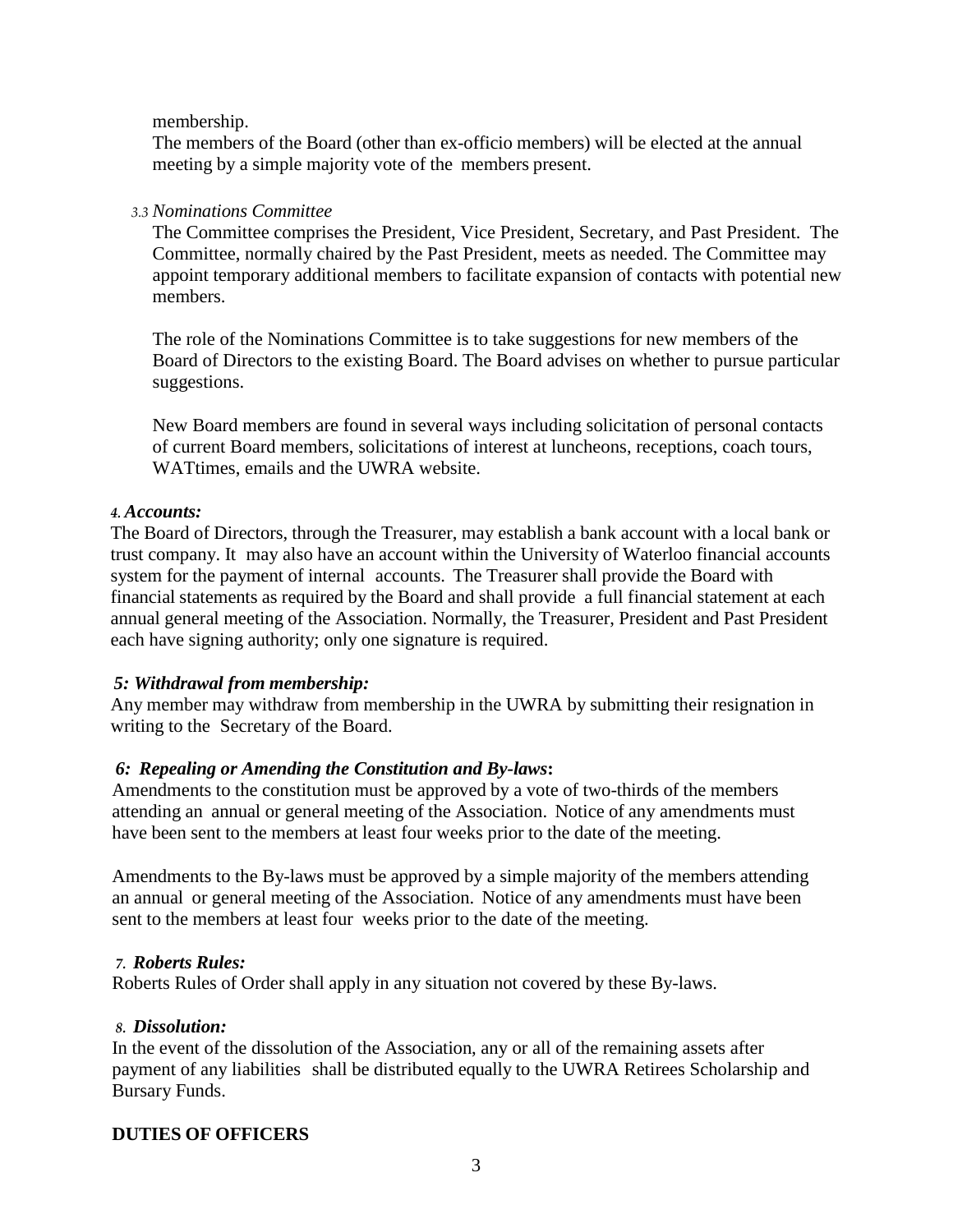membership.

The members of the Board (other than ex-officio members) will be elected at the annual meeting by a simple majority vote of the members present.

*3.3 Nominations Committee*

The Committee comprises the President, Vice President, Secretary, and Past President. The Committee, normally chaired by the Past President, meets as needed. The Committee may appoint temporary additional members to facilitate expansion of contacts with potential new members.

The role of the Nominations Committee is to take suggestions for new members of the Board of Directors to the existing Board. The Board advises on whether to pursue particular suggestions.

New Board members are found in several ways including solicitation of personal contacts of current Board members, solicitations of interest at luncheons, receptions, coach tours, WATtimes, emails and the UWRA website.

***4. Accounts:***

The Board of Directors, through the Treasurer, may establish a bank account with a local bank or trust company. It may also have an account within the University of Waterloo financial accounts system for the payment of internal accounts. The Treasurer shall provide the Board with financial statements as required by the Board and shall provide a full financial statement at each annual general meeting of the Association. Normally, the Treasurer, President and Past President each have signing authority; only one signature is required.

***5: Withdrawal from membership:***

Any member may withdraw from membership in the UWRA by submitting their resignation in writing to the Secretary of the Board.

***6: Repealing or Amending the Constitution and By-laws*:**

Amendments to the constitution must be approved by a vote of two-thirds of the members attending an annual or general meeting of the Association. Notice of any amendments must have been sent to the members at least four weeks prior to the date of the meeting.

Amendments to the By-laws must be approved by a simple majority of the members attending an annual or general meeting of the Association. Notice of any amendments must have been sent to the members at least four weeks prior to the date of the meeting.

***7. Roberts Rules:***

Roberts Rules of Order shall apply in any situation not covered by these By-laws.

***8. Dissolution:***

In the event of the dissolution of the Association, any or all of the remaining assets after payment of any liabilities shall be distributed equally to the UWRA Retirees Scholarship and Bursary Funds.

**DUTIES OF OFFICERS**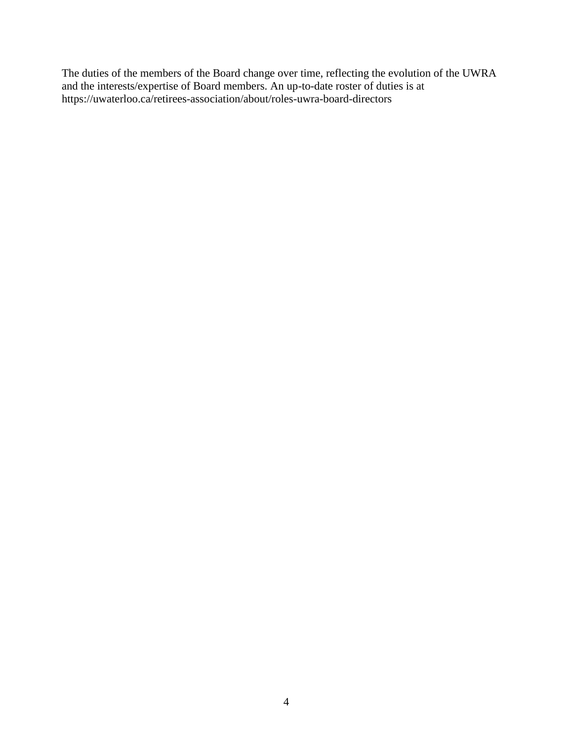The duties of the members of the Board change over time, reflecting the evolution of the UWRA and the interests/expertise of Board members. An up-to-date roster of duties is at https://uwaterloo.ca/retirees-association/about/roles-uwra-board-directors